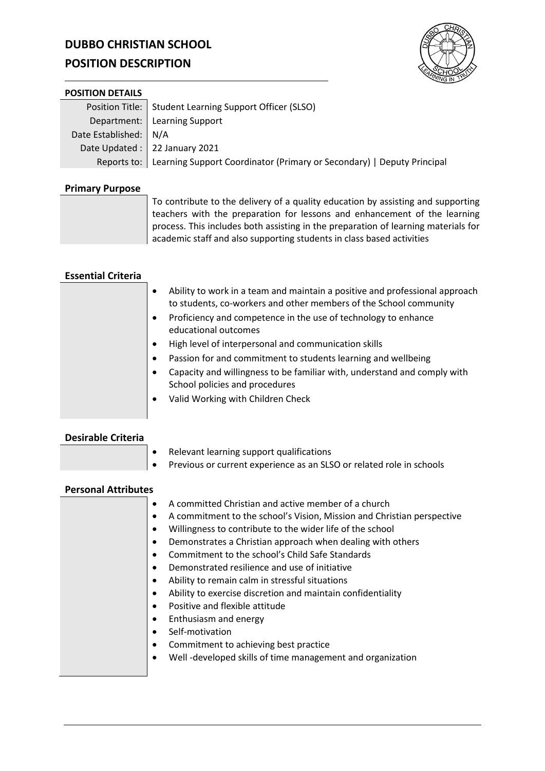# DUBBO CHRISTIAN SCHOOL
# POSITION DESCRIPTION

## POSITION DETAILS

| | |
|---|---|
| Position Title: | Student Learning Support Officer (SLSO) |
| Department: | Learning Support |
| Date Established: | N/A |
| Date Updated : | 22 January 2021 |
| Reports to: | Learning Support Coordinator (Primary or Secondary) \| Deputy Principal |

## Primary Purpose

To contribute to the delivery of a quality education by assisting and supporting teachers with the preparation for lessons and enhancement of the learning process. This includes both assisting in the preparation of learning materials for academic staff and also supporting students in class based activities

## Essential Criteria

- Ability to work in a team and maintain a positive and professional approach to students, co-workers and other members of the School community
- Proficiency and competence in the use of technology to enhance educational outcomes
- High level of interpersonal and communication skills
- Passion for and commitment to students learning and wellbeing
- Capacity and willingness to be familiar with, understand and comply with School policies and procedures
- Valid Working with Children Check

## Desirable Criteria

- Relevant learning support qualifications
- Previous or current experience as an SLSO or related role in schools

## Personal Attributes

- A committed Christian and active member of a church
- A commitment to the school's Vision, Mission and Christian perspective
- Willingness to contribute to the wider life of the school
- Demonstrates a Christian approach when dealing with others
- Commitment to the school's Child Safe Standards
- Demonstrated resilience and use of initiative
- Ability to remain calm in stressful situations
- Ability to exercise discretion and maintain confidentiality
- Positive and flexible attitude
- Enthusiasm and energy
- Self-motivation
- Commitment to achieving best practice
- Well -developed skills of time management and organization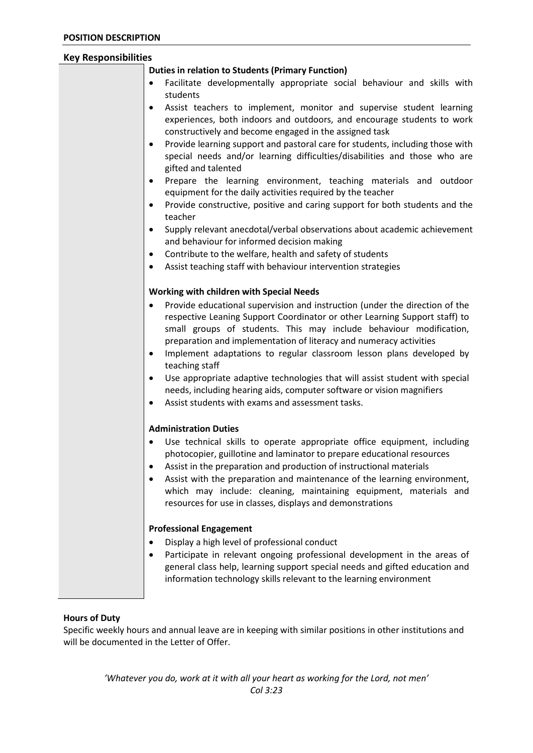**POSITION DESCRIPTION**

## Key Responsibilities

**Duties in relation to Students (Primary Function)**

- Facilitate developmentally appropriate social behaviour and skills with students
- Assist teachers to implement, monitor and supervise student learning experiences, both indoors and outdoors, and encourage students to work constructively and become engaged in the assigned task
- Provide learning support and pastoral care for students, including those with special needs and/or learning difficulties/disabilities and those who are gifted and talented
- Prepare the learning environment, teaching materials and outdoor equipment for the daily activities required by the teacher
- Provide constructive, positive and caring support for both students and the teacher
- Supply relevant anecdotal/verbal observations about academic achievement and behaviour for informed decision making
- Contribute to the welfare, health and safety of students
- Assist teaching staff with behaviour intervention strategies

**Working with children with Special Needs**

- Provide educational supervision and instruction (under the direction of the respective Leaning Support Coordinator or other Learning Support staff) to small groups of students. This may include behaviour modification, preparation and implementation of literacy and numeracy activities
- Implement adaptations to regular classroom lesson plans developed by teaching staff
- Use appropriate adaptive technologies that will assist student with special needs, including hearing aids, computer software or vision magnifiers
- Assist students with exams and assessment tasks.

**Administration Duties**

- Use technical skills to operate appropriate office equipment, including photocopier, guillotine and laminator to prepare educational resources
- Assist in the preparation and production of instructional materials
- Assist with the preparation and maintenance of the learning environment, which may include: cleaning, maintaining equipment, materials and resources for use in classes, displays and demonstrations

**Professional Engagement**

- Display a high level of professional conduct
- Participate in relevant ongoing professional development in the areas of general class help, learning support special needs and gifted education and information technology skills relevant to the learning environment

## Hours of Duty

Specific weekly hours and annual leave are in keeping with similar positions in other institutions and will be documented in the Letter of Offer.

*'Whatever you do, work at it with all your heart as working for the Lord, not men'*
*Col 3:23*